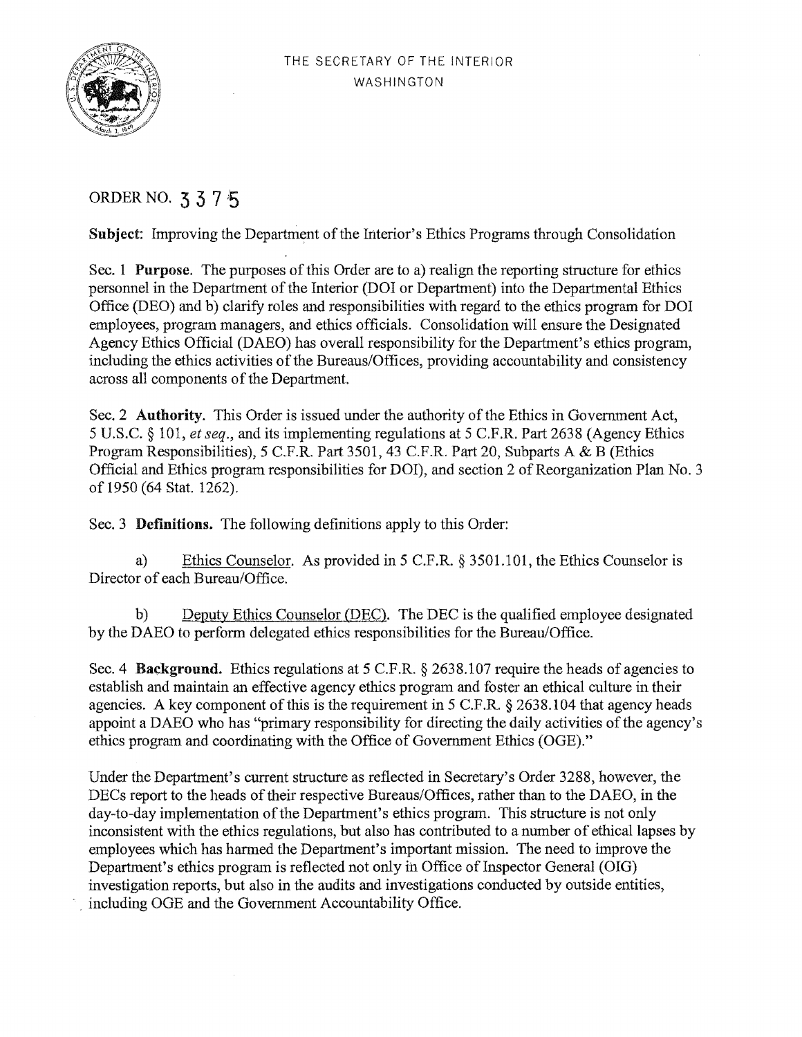THE SECRETARY OF THE INTERIOR
WASHINGTON

ORDER NO. 3375

**Subject**: Improving the Department of the Interior's Ethics Programs through Consolidation

Sec. 1 **Purpose.** The purposes of this Order are to a) realign the reporting structure for ethics personnel in the Department of the Interior (DOI or Department) into the Departmental Ethics Office (DEO) and b) clarify roles and responsibilities with regard to the ethics program for DOI employees, program managers, and ethics officials. Consolidation will ensure the Designated Agency Ethics Official (DAEO) has overall responsibility for the Department's ethics program, including the ethics activities of the Bureaus/Offices, providing accountability and consistency across all components of the Department.

Sec. 2 **Authority.** This Order is issued under the authority of the Ethics in Government Act, 5 U.S.C. § 101, *et seq.*, and its implementing regulations at 5 C.F.R. Part 2638 (Agency Ethics Program Responsibilities), 5 C.F.R. Part 3501, 43 C.F.R. Part 20, Subparts A & B (Ethics Official and Ethics program responsibilities for DOI), and section 2 of Reorganization Plan No. 3 of 1950 (64 Stat. 1262).

Sec. 3 **Definitions.** The following definitions apply to this Order:

a) Ethics Counselor. As provided in 5 C.F.R. § 3501.101, the Ethics Counselor is Director of each Bureau/Office.

b) Deputy Ethics Counselor (DEC). The DEC is the qualified employee designated by the DAEO to perform delegated ethics responsibilities for the Bureau/Office.

Sec. 4 **Background.** Ethics regulations at 5 C.F.R. § 2638.107 require the heads of agencies to establish and maintain an effective agency ethics program and foster an ethical culture in their agencies. A key component of this is the requirement in 5 C.F.R. § 2638.104 that agency heads appoint a DAEO who has "primary responsibility for directing the daily activities of the agency's ethics program and coordinating with the Office of Government Ethics (OGE)."

Under the Department's current structure as reflected in Secretary's Order 3288, however, the DECs report to the heads of their respective Bureaus/Offices, rather than to the DAEO, in the day-to-day implementation of the Department's ethics program. This structure is not only inconsistent with the ethics regulations, but also has contributed to a number of ethical lapses by employees which has harmed the Department's important mission. The need to improve the Department's ethics program is reflected not only in Office of Inspector General (OIG) investigation reports, but also in the audits and investigations conducted by outside entities, including OGE and the Government Accountability Office.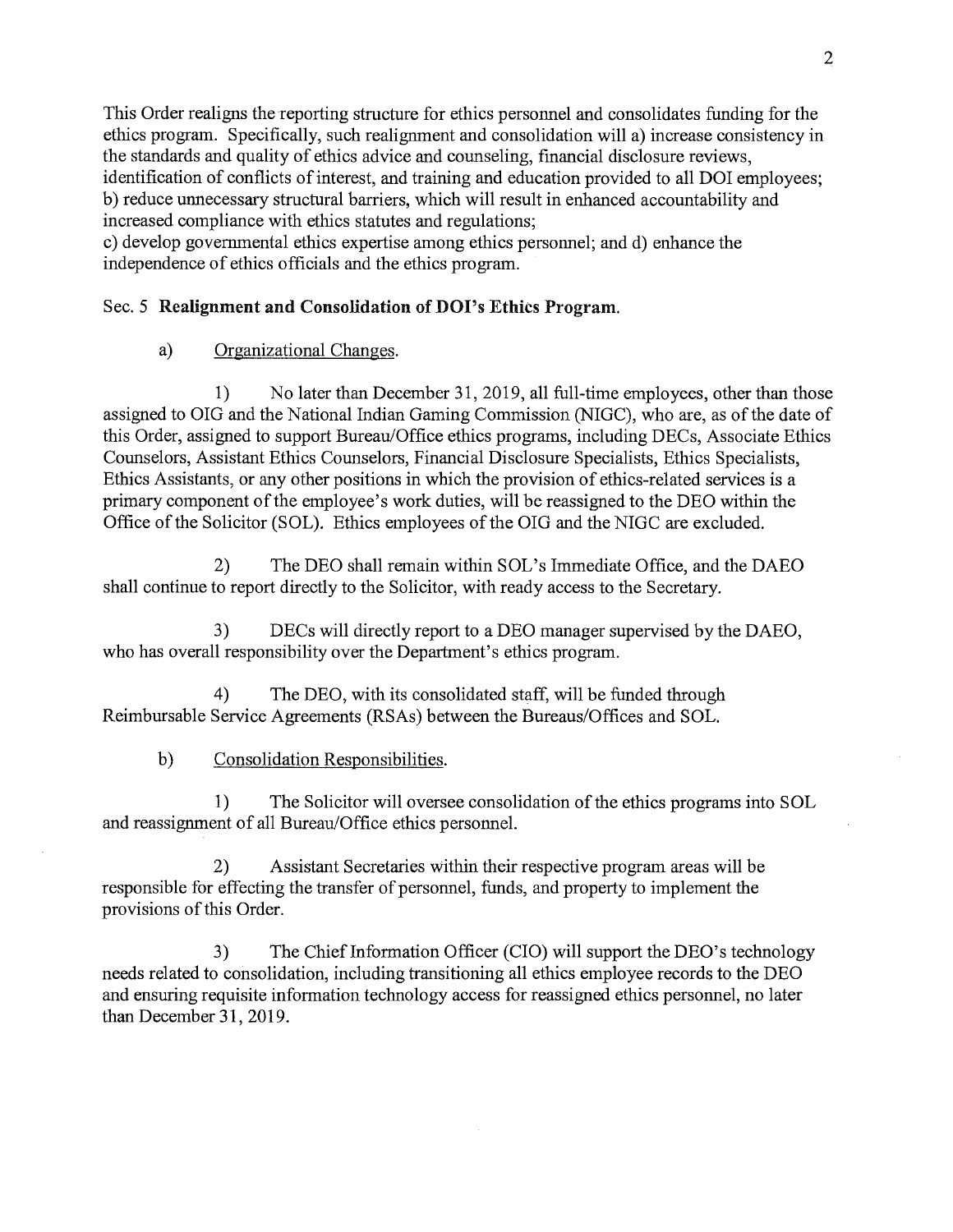This Order realigns the reporting structure for ethics personnel and consolidates funding for the ethics program. Specifically, such realignment and consolidation will a) increase consistency in the standards and quality of ethics advice and counseling, financial disclosure reviews, identification of conflicts of interest, and training and education provided to all DOI employees; b) reduce unnecessary structural barriers, which will result in enhanced accountability and increased compliance with ethics statutes and regulations;
c) develop governmental ethics expertise among ethics personnel; and d) enhance the independence of ethics officials and the ethics program.

Sec. 5 **Realignment and Consolidation of DOI's Ethics Program.**

a) Organizational Changes.

1) No later than December 31, 2019, all full-time employees, other than those assigned to OIG and the National Indian Gaming Commission (NIGC), who are, as of the date of this Order, assigned to support Bureau/Office ethics programs, including DECs, Associate Ethics Counselors, Assistant Ethics Counselors, Financial Disclosure Specialists, Ethics Specialists, Ethics Assistants, or any other positions in which the provision of ethics-related services is a primary component of the employee's work duties, will be reassigned to the DEO within the Office of the Solicitor (SOL). Ethics employees of the OIG and the NIGC are excluded.

2) The DEO shall remain within SOL's Immediate Office, and the DAEO shall continue to report directly to the Solicitor, with ready access to the Secretary.

3) DECs will directly report to a DEO manager supervised by the DAEO, who has overall responsibility over the Department's ethics program.

4) The DEO, with its consolidated staff, will be funded through Reimbursable Service Agreements (RSAs) between the Bureaus/Offices and SOL.

b) Consolidation Responsibilities.

1) The Solicitor will oversee consolidation of the ethics programs into SOL and reassignment of all Bureau/Office ethics personnel.

2) Assistant Secretaries within their respective program areas will be responsible for effecting the transfer of personnel, funds, and property to implement the provisions of this Order.

3) The Chief Information Officer (CIO) will support the DEO's technology needs related to consolidation, including transitioning all ethics employee records to the DEO and ensuring requisite information technology access for reassigned ethics personnel, no later than December 31, 2019.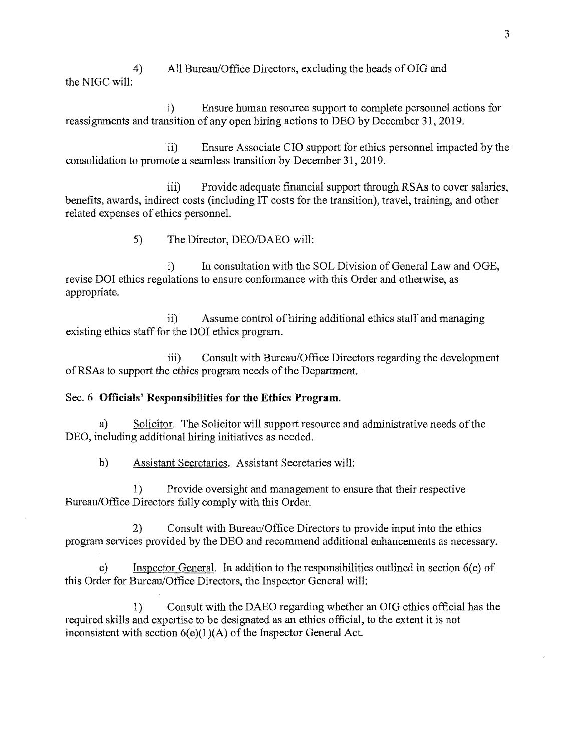4) All Bureau/Office Directors, excluding the heads of OIG and the NIGC will:

i) Ensure human resource support to complete personnel actions for reassignments and transition of any open hiring actions to DEO by December 31, 2019.

ii) Ensure Associate CIO support for ethics personnel impacted by the consolidation to promote a seamless transition by December 31, 2019.

iii) Provide adequate financial support through RSAs to cover salaries, benefits, awards, indirect costs (including IT costs for the transition), travel, training, and other related expenses of ethics personnel.

5) The Director, DEO/DAEO will:

i) In consultation with the SOL Division of General Law and OGE, revise DOI ethics regulations to ensure conformance with this Order and otherwise, as appropriate.

ii) Assume control of hiring additional ethics staff and managing existing ethics staff for the DOI ethics program.

iii) Consult with Bureau/Office Directors regarding the development of RSAs to support the ethics program needs of the Department.

Sec. 6 **Officials' Responsibilities for the Ethics Program.**

a) Solicitor. The Solicitor will support resource and administrative needs of the DEO, including additional hiring initiatives as needed.

b) Assistant Secretaries. Assistant Secretaries will:

1) Provide oversight and management to ensure that their respective Bureau/Office Directors fully comply with this Order.

2) Consult with Bureau/Office Directors to provide input into the ethics program services provided by the DEO and recommend additional enhancements as necessary.

c) Inspector General. In addition to the responsibilities outlined in section 6(e) of this Order for Bureau/Office Directors, the Inspector General will:

1) Consult with the DAEO regarding whether an OIG ethics official has the required skills and expertise to be designated as an ethics official, to the extent it is not inconsistent with section 6(e)(1)(A) of the Inspector General Act.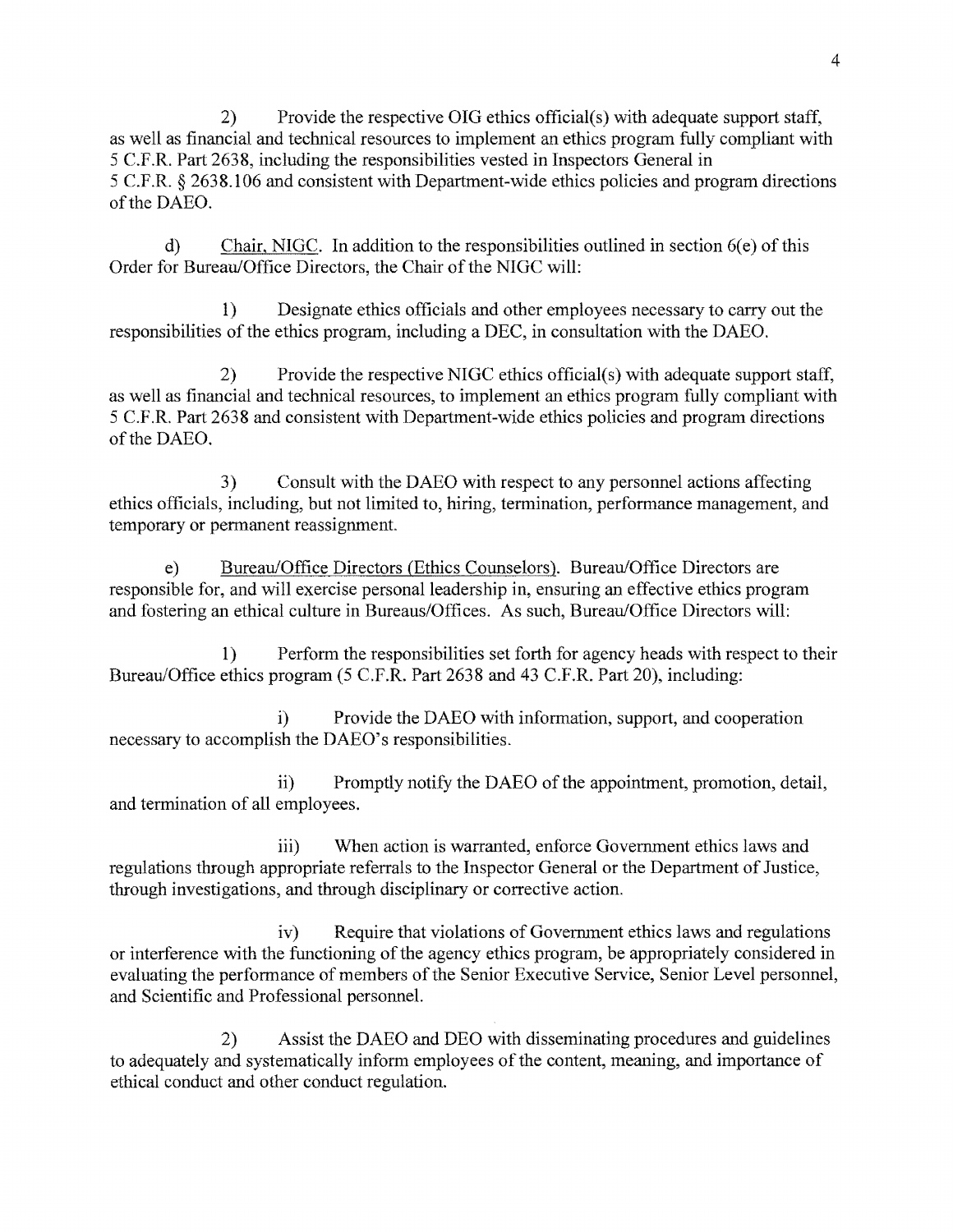2) Provide the respective OIG ethics official(s) with adequate support staff, as well as financial and technical resources to implement an ethics program fully compliant with 5 C.F.R. Part 2638, including the responsibilities vested in Inspectors General in 5 C.F.R. § 2638.106 and consistent with Department-wide ethics policies and program directions of the DAEO.

d) Chair, NIGC. In addition to the responsibilities outlined in section 6(e) of this Order for Bureau/Office Directors, the Chair of the NIGC will:

1) Designate ethics officials and other employees necessary to carry out the responsibilities of the ethics program, including a DEC, in consultation with the DAEO.

2) Provide the respective NIGC ethics official(s) with adequate support staff, as well as financial and technical resources, to implement an ethics program fully compliant with 5 C.F.R. Part 2638 and consistent with Department-wide ethics policies and program directions of the DAEO.

3) Consult with the DAEO with respect to any personnel actions affecting ethics officials, including, but not limited to, hiring, termination, performance management, and temporary or permanent reassignment.

e) Bureau/Office Directors (Ethics Counselors). Bureau/Office Directors are responsible for, and will exercise personal leadership in, ensuring an effective ethics program and fostering an ethical culture in Bureaus/Offices. As such, Bureau/Office Directors will:

1) Perform the responsibilities set forth for agency heads with respect to their Bureau/Office ethics program (5 C.F.R. Part 2638 and 43 C.F.R. Part 20), including:

i) Provide the DAEO with information, support, and cooperation necessary to accomplish the DAEO's responsibilities.

ii) Promptly notify the DAEO of the appointment, promotion, detail, and termination of all employees.

iii) When action is warranted, enforce Government ethics laws and regulations through appropriate referrals to the Inspector General or the Department of Justice, through investigations, and through disciplinary or corrective action.

iv) Require that violations of Government ethics laws and regulations or interference with the functioning of the agency ethics program, be appropriately considered in evaluating the performance of members of the Senior Executive Service, Senior Level personnel, and Scientific and Professional personnel.

2) Assist the DAEO and DEO with disseminating procedures and guidelines to adequately and systematically inform employees of the content, meaning, and importance of ethical conduct and other conduct regulation.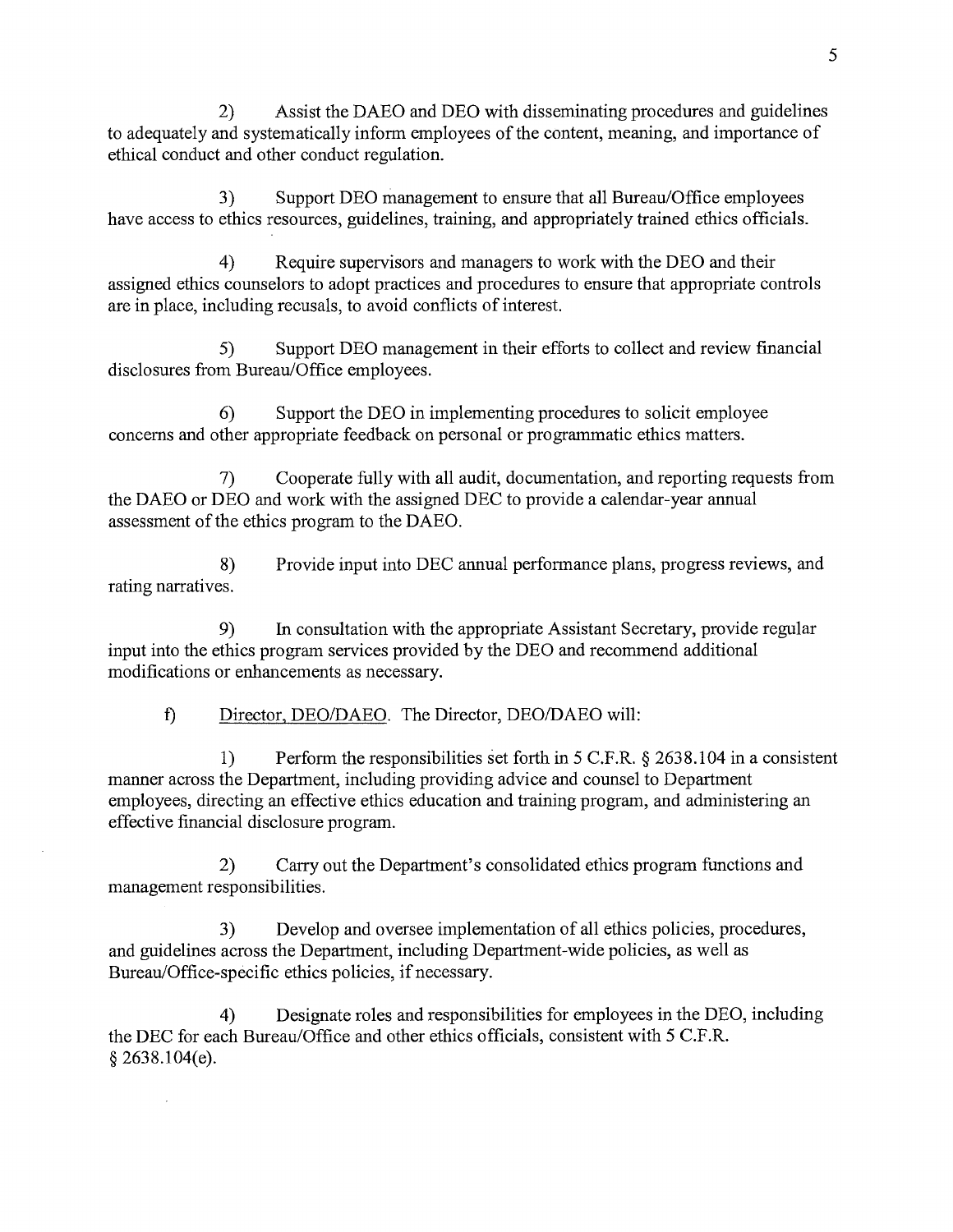2) Assist the DAEO and DEO with disseminating procedures and guidelines to adequately and systematically inform employees of the content, meaning, and importance of ethical conduct and other conduct regulation.

3) Support DEO management to ensure that all Bureau/Office employees have access to ethics resources, guidelines, training, and appropriately trained ethics officials.

4) Require supervisors and managers to work with the DEO and their assigned ethics counselors to adopt practices and procedures to ensure that appropriate controls are in place, including recusals, to avoid conflicts of interest.

5) Support DEO management in their efforts to collect and review financial disclosures from Bureau/Office employees.

6) Support the DEO in implementing procedures to solicit employee concerns and other appropriate feedback on personal or programmatic ethics matters.

7) Cooperate fully with all audit, documentation, and reporting requests from the DAEO or DEO and work with the assigned DEC to provide a calendar-year annual assessment of the ethics program to the DAEO.

8) Provide input into DEC annual performance plans, progress reviews, and rating narratives.

9) In consultation with the appropriate Assistant Secretary, provide regular input into the ethics program services provided by the DEO and recommend additional modifications or enhancements as necessary.

f) Director, DEO/DAEO. The Director, DEO/DAEO will:

1) Perform the responsibilities set forth in 5 C.F.R. § 2638.104 in a consistent manner across the Department, including providing advice and counsel to Department employees, directing an effective ethics education and training program, and administering an effective financial disclosure program.

2) Carry out the Department's consolidated ethics program functions and management responsibilities.

3) Develop and oversee implementation of all ethics policies, procedures, and guidelines across the Department, including Department-wide policies, as well as Bureau/Office-specific ethics policies, if necessary.

4) Designate roles and responsibilities for employees in the DEO, including the DEC for each Bureau/Office and other ethics officials, consistent with 5 C.F.R. § 2638.104(e).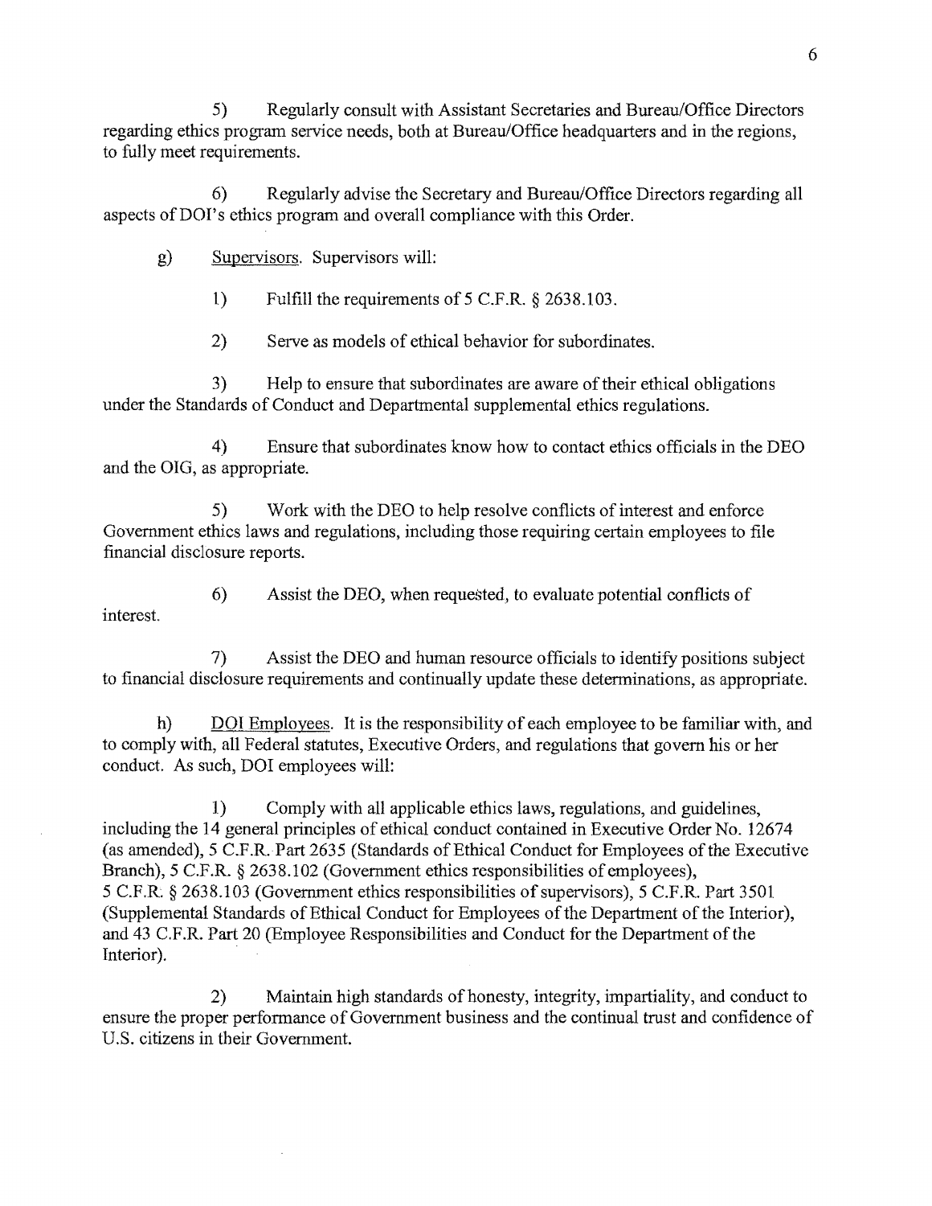5) Regularly consult with Assistant Secretaries and Bureau/Office Directors regarding ethics program service needs, both at Bureau/Office headquarters and in the regions, to fully meet requirements.

6) Regularly advise the Secretary and Bureau/Office Directors regarding all aspects of DOI's ethics program and overall compliance with this Order.

g) <u>Supervisors</u>. Supervisors will:

1) Fulfill the requirements of 5 C.F.R. § 2638.103.

2) Serve as models of ethical behavior for subordinates.

3) Help to ensure that subordinates are aware of their ethical obligations under the Standards of Conduct and Departmental supplemental ethics regulations.

4) Ensure that subordinates know how to contact ethics officials in the DEO and the OIG, as appropriate.

5) Work with the DEO to help resolve conflicts of interest and enforce Government ethics laws and regulations, including those requiring certain employees to file financial disclosure reports.

6) Assist the DEO, when requested, to evaluate potential conflicts of interest.

7) Assist the DEO and human resource officials to identify positions subject to financial disclosure requirements and continually update these determinations, as appropriate.

h) <u>DOI Employees</u>. It is the responsibility of each employee to be familiar with, and to comply with, all Federal statutes, Executive Orders, and regulations that govern his or her conduct. As such, DOI employees will:

1) Comply with all applicable ethics laws, regulations, and guidelines, including the 14 general principles of ethical conduct contained in Executive Order No. 12674 (as amended), 5 C.F.R. Part 2635 (Standards of Ethical Conduct for Employees of the Executive Branch), 5 C.F.R. § 2638.102 (Government ethics responsibilities of employees), 5 C.F.R. § 2638.103 (Government ethics responsibilities of supervisors), 5 C.F.R. Part 3501 (Supplemental Standards of Ethical Conduct for Employees of the Department of the Interior), and 43 C.F.R. Part 20 (Employee Responsibilities and Conduct for the Department of the Interior).

2) Maintain high standards of honesty, integrity, impartiality, and conduct to ensure the proper performance of Government business and the continual trust and confidence of U.S. citizens in their Government.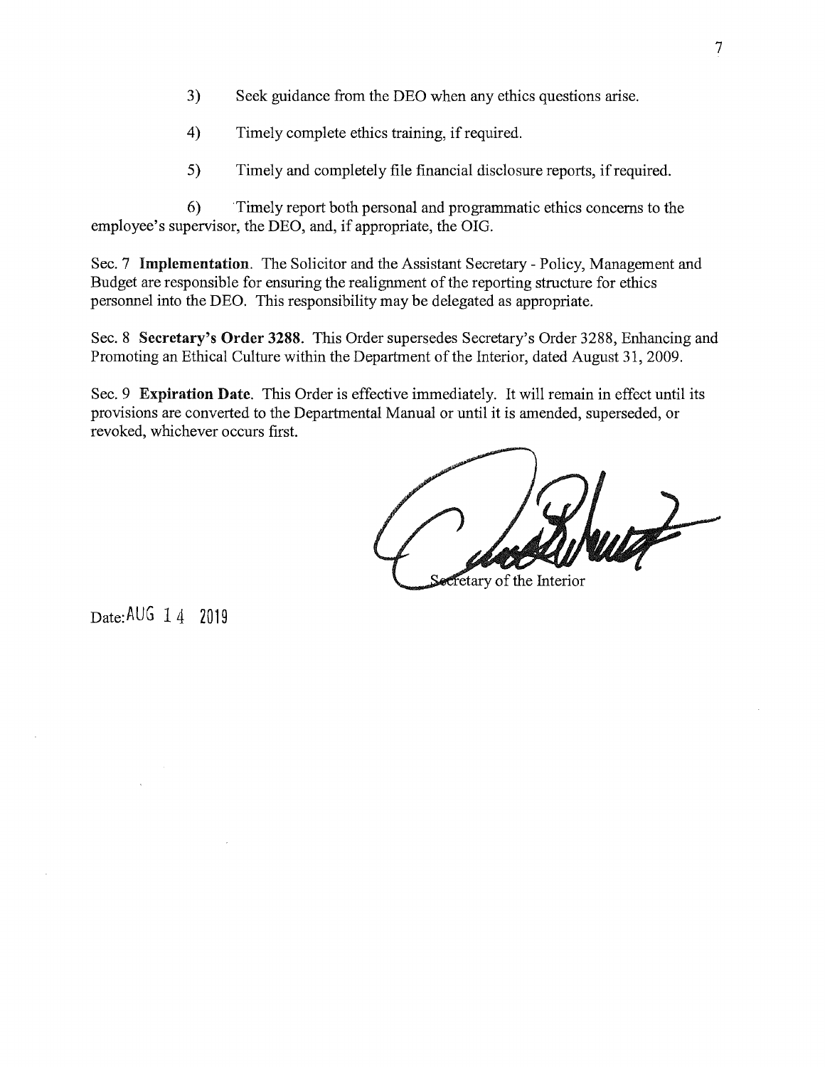3) Seek guidance from the DEO when any ethics questions arise.

4) Timely complete ethics training, if required.

5) Timely and completely file financial disclosure reports, if required.

6) Timely report both personal and programmatic ethics concerns to the employee's supervisor, the DEO, and, if appropriate, the OIG.

Sec. 7 **Implementation**. The Solicitor and the Assistant Secretary - Policy, Management and Budget are responsible for ensuring the realignment of the reporting structure for ethics personnel into the DEO. This responsibility may be delegated as appropriate.

Sec. 8 **Secretary's Order 3288**. This Order supersedes Secretary's Order 3288, Enhancing and Promoting an Ethical Culture within the Department of the Interior, dated August 31, 2009.

Sec. 9 **Expiration Date**. This Order is effective immediately. It will remain in effect until its provisions are converted to the Departmental Manual or until it is amended, superseded, or revoked, whichever occurs first.

Secretary of the Interior

Date: AUG 14 2019